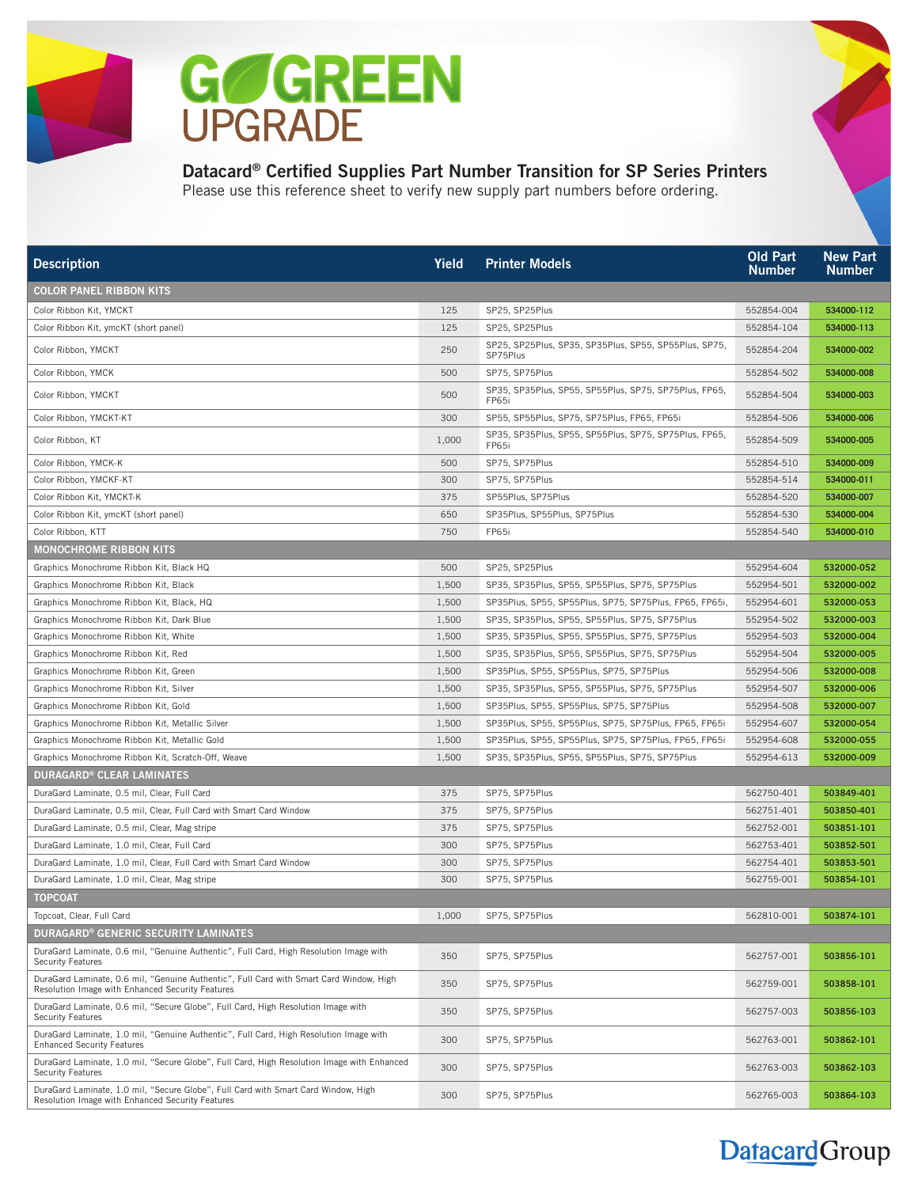# GO GREEN UPGRADE

## Datacard® Certified Supplies Part Number Transition for SP Series Printers

Please use this reference sheet to verify new supply part numbers before ordering.

| Description | Yield | Printer Models | Old Part Number | New Part Number |
|---|---|---|---|---|
| **COLOR PANEL RIBBON KITS** | | | | |
| Color Ribbon Kit, YMCKT | 125 | SP25, SP25Plus | 552854-004 | **534000-112** |
| Color Ribbon Kit, ymcKT (short panel) | 125 | SP25, SP25Plus | 552854-104 | **534000-113** |
| Color Ribbon, YMCKT | 250 | SP25, SP25Plus, SP35, SP35Plus, SP55, SP55Plus, SP75, SP75Plus | 552854-204 | **534000-002** |
| Color Ribbon, YMCK | 500 | SP75, SP75Plus | 552854-502 | **534000-008** |
| Color Ribbon, YMCKT | 500 | SP35, SP35Plus, SP55, SP55Plus, SP75, SP75Plus, FP65, FP65i | 552854-504 | **534000-003** |
| Color Ribbon, YMCKT-KT | 300 | SP55, SP55Plus, SP75, SP75Plus, FP65, FP65i | 552854-506 | **534000-006** |
| Color Ribbon, KT | 1,000 | SP35, SP35Plus, SP55, SP55Plus, SP75, SP75Plus, FP65, FP65i | 552854-509 | **534000-005** |
| Color Ribbon, YMCK-K | 500 | SP75, SP75Plus | 552854-510 | **534000-009** |
| Color Ribbon, YMCKF-KT | 300 | SP75, SP75Plus | 552854-514 | **534000-011** |
| Color Ribbon Kit, YMCKT-K | 375 | SP55Plus, SP75Plus | 552854-520 | **534000-007** |
| Color Ribbon Kit, ymcKT (short panel) | 650 | SP35Plus, SP55Plus, SP75Plus | 552854-530 | **534000-004** |
| Color Ribbon, KTT | 750 | FP65i | 552854-540 | **534000-010** |
| **MONOCHROME RIBBON KITS** | | | | |
| Graphics Monochrome Ribbon Kit, Black HQ | 500 | SP25, SP25Plus | 552954-604 | **532000-052** |
| Graphics Monochrome Ribbon Kit, Black | 1,500 | SP35, SP35Plus, SP55, SP55Plus, SP75, SP75Plus | 552954-501 | **532000-002** |
| Graphics Monochrome Ribbon Kit, Black, HQ | 1,500 | SP35Plus, SP55, SP55Plus, SP75, SP75Plus, FP65, FP65i, | 552954-601 | **532000-053** |
| Graphics Monochrome Ribbon Kit, Dark Blue | 1,500 | SP35, SP35Plus, SP55, SP55Plus, SP75, SP75Plus | 552954-502 | **532000-003** |
| Graphics Monochrome Ribbon Kit, White | 1,500 | SP35, SP35Plus, SP55, SP55Plus, SP75, SP75Plus | 552954-503 | **532000-004** |
| Graphics Monochrome Ribbon Kit, Red | 1,500 | SP35, SP35Plus, SP55, SP55Plus, SP75, SP75Plus | 552954-504 | **532000-005** |
| Graphics Monochrome Ribbon Kit, Green | 1,500 | SP35Plus, SP55, SP55Plus, SP75, SP75Plus | 552954-506 | **532000-008** |
| Graphics Monochrome Ribbon Kit, Silver | 1,500 | SP35, SP35Plus, SP55, SP55Plus, SP75, SP75Plus | 552954-507 | **532000-006** |
| Graphics Monochrome Ribbon Kit, Gold | 1,500 | SP35Plus, SP55, SP55Plus, SP75, SP75Plus | 552954-508 | **532000-007** |
| Graphics Monochrome Ribbon Kit, Metallic Silver | 1,500 | SP35Plus, SP55, SP55Plus, SP75, SP75Plus, FP65, FP65i | 552954-607 | **532000-054** |
| Graphics Monochrome Ribbon Kit, Metallic Gold | 1,500 | SP35Plus, SP55, SP55Plus, SP75, SP75Plus, FP65, FP65i | 552954-608 | **532000-055** |
| Graphics Monochrome Ribbon Kit, Scratch-Off, Weave | 1,500 | SP35, SP35Plus, SP55, SP55Plus, SP75, SP75Plus | 552954-613 | **532000-009** |
| **DURAGARD® CLEAR LAMINATES** | | | | |
| DuraGard Laminate, 0.5 mil, Clear, Full Card | 375 | SP75, SP75Plus | 562750-401 | **503849-401** |
| DuraGard Laminate, 0.5 mil, Clear, Full Card with Smart Card Window | 375 | SP75, SP75Plus | 562751-401 | **503850-401** |
| DuraGard Laminate, 0.5 mil, Clear, Mag stripe | 375 | SP75, SP75Plus | 562752-001 | **503851-101** |
| DuraGard Laminate, 1.0 mil, Clear, Full Card | 300 | SP75, SP75Plus | 562753-401 | **503852-501** |
| DuraGard Laminate, 1.0 mil, Clear, Full Card with Smart Card Window | 300 | SP75, SP75Plus | 562754-401 | **503853-501** |
| DuraGard Laminate, 1.0 mil, Clear, Mag stripe | 300 | SP75, SP75Plus | 562755-001 | **503854-101** |
| **TOPCOAT** | | | | |
| Topcoat, Clear, Full Card | 1,000 | SP75, SP75Plus | 562810-001 | **503874-101** |
| **DURAGARD® GENERIC SECURITY LAMINATES** | | | | |
| DuraGard Laminate, 0.6 mil, "Genuine Authentic", Full Card, High Resolution Image with Security Features | 350 | SP75, SP75Plus | 562757-001 | **503856-101** |
| DuraGard Laminate, 0.6 mil, "Genuine Authentic", Full Card with Smart Card Window, High Resolution Image with Enhanced Security Features | 350 | SP75, SP75Plus | 562759-001 | **503858-101** |
| DuraGard Laminate, 0.6 mil, "Secure Globe", Full Card, High Resolution Image with Security Features | 350 | SP75, SP75Plus | 562757-003 | **503856-103** |
| DuraGard Laminate, 1.0 mil, "Genuine Authentic", Full Card, High Resolution Image with Enhanced Security Features | 300 | SP75, SP75Plus | 562763-001 | **503862-101** |
| DuraGard Laminate, 1.0 mil, "Secure Globe", Full Card, High Resolution Image with Enhanced Security Features | 300 | SP75, SP75Plus | 562763-003 | **503862-103** |
| DuraGard Laminate, 1.0 mil, "Secure Globe", Full Card with Smart Card Window, High Resolution Image with Enhanced Security Features | 300 | SP75, SP75Plus | 562765-003 | **503864-103** |

DatacardGroup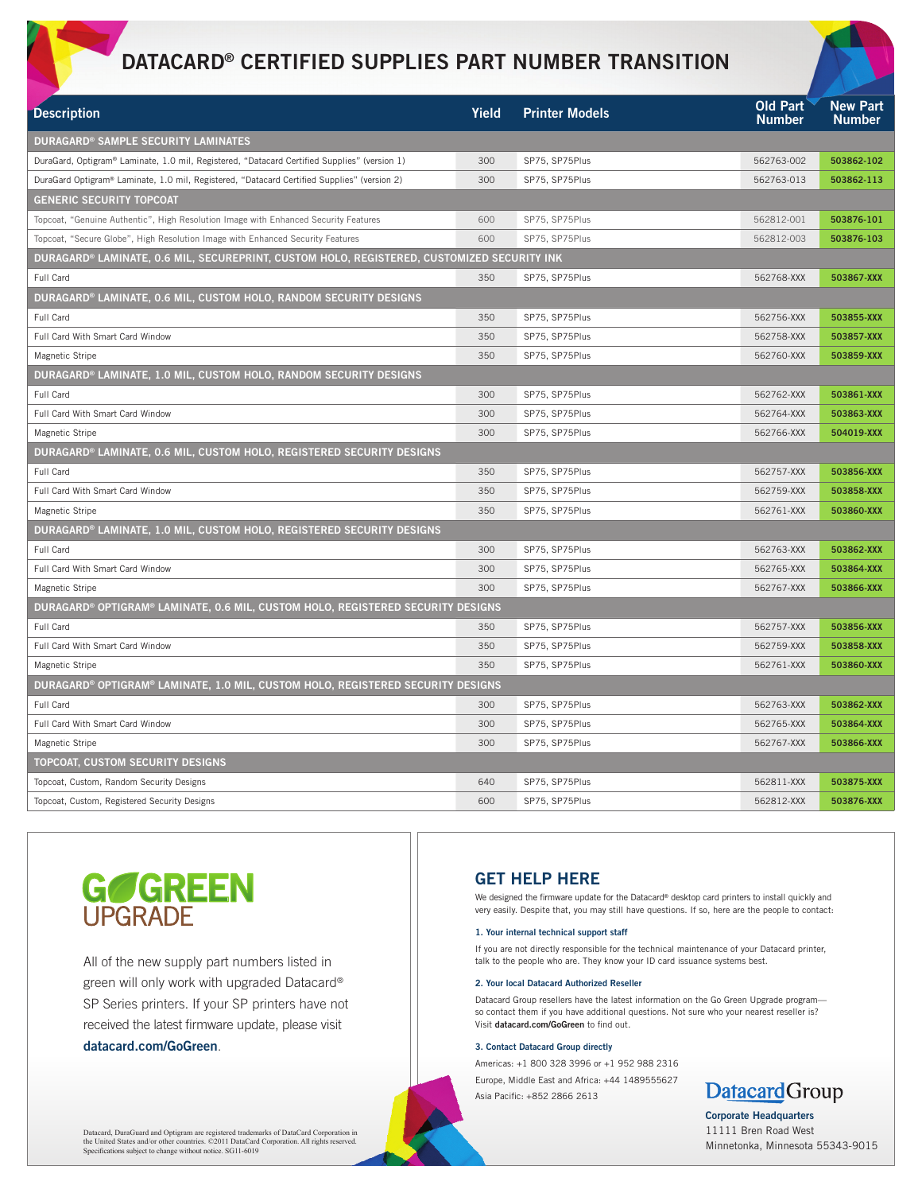# DATACARD® CERTIFIED SUPPLIES PART NUMBER TRANSITION

| Description | Yield | Printer Models | Old Part Number | New Part Number |
|---|---|---|---|---|
| **DURAGARD® SAMPLE SECURITY LAMINATES** | | | | |
| DuraGard, Optigram® Laminate, 1.0 mil, Registered, "Datacard Certified Supplies" (version 1) | 300 | SP75, SP75Plus | 562763-002 | **503862-102** |
| DuraGard Optigram® Laminate, 1.0 mil, Registered, "Datacard Certified Supplies" (version 2) | 300 | SP75, SP75Plus | 562763-013 | **503862-113** |
| **GENERIC SECURITY TOPCOAT** | | | | |
| Topcoat, "Genuine Authentic", High Resolution Image with Enhanced Security Features | 600 | SP75, SP75Plus | 562812-001 | **503876-101** |
| Topcoat, "Secure Globe", High Resolution Image with Enhanced Security Features | 600 | SP75, SP75Plus | 562812-003 | **503876-103** |
| **DURAGARD® LAMINATE, 0.6 MIL, SECUREPRINT, CUSTOM HOLO, REGISTERED, CUSTOMIZED SECURITY INK** | | | | |
| Full Card | 350 | SP75, SP75Plus | 562768-XXX | **503867-XXX** |
| **DURAGARD® LAMINATE, 0.6 MIL, CUSTOM HOLO, RANDOM SECURITY DESIGNS** | | | | |
| Full Card | 350 | SP75, SP75Plus | 562756-XXX | **503855-XXX** |
| Full Card With Smart Card Window | 350 | SP75, SP75Plus | 562758-XXX | **503857-XXX** |
| Magnetic Stripe | 350 | SP75, SP75Plus | 562760-XXX | **503859-XXX** |
| **DURAGARD® LAMINATE, 1.0 MIL, CUSTOM HOLO, RANDOM SECURITY DESIGNS** | | | | |
| Full Card | 300 | SP75, SP75Plus | 562762-XXX | **503861-XXX** |
| Full Card With Smart Card Window | 300 | SP75, SP75Plus | 562764-XXX | **503863-XXX** |
| Magnetic Stripe | 300 | SP75, SP75Plus | 562766-XXX | **504019-XXX** |
| **DURAGARD® LAMINATE, 0.6 MIL, CUSTOM HOLO, REGISTERED SECURITY DESIGNS** | | | | |
| Full Card | 350 | SP75, SP75Plus | 562757-XXX | **503856-XXX** |
| Full Card With Smart Card Window | 350 | SP75, SP75Plus | 562759-XXX | **503858-XXX** |
| Magnetic Stripe | 350 | SP75, SP75Plus | 562761-XXX | **503860-XXX** |
| **DURAGARD® LAMINATE, 1.0 MIL, CUSTOM HOLO, REGISTERED SECURITY DESIGNS** | | | | |
| Full Card | 300 | SP75, SP75Plus | 562763-XXX | **503862-XXX** |
| Full Card With Smart Card Window | 300 | SP75, SP75Plus | 562765-XXX | **503864-XXX** |
| Magnetic Stripe | 300 | SP75, SP75Plus | 562767-XXX | **503866-XXX** |
| **DURAGARD® OPTIGRAM® LAMINATE, 0.6 MIL, CUSTOM HOLO, REGISTERED SECURITY DESIGNS** | | | | |
| Full Card | 350 | SP75, SP75Plus | 562757-XXX | **503856-XXX** |
| Full Card With Smart Card Window | 350 | SP75, SP75Plus | 562759-XXX | **503858-XXX** |
| Magnetic Stripe | 350 | SP75, SP75Plus | 562761-XXX | **503860-XXX** |
| **DURAGARD® OPTIGRAM® LAMINATE, 1.0 MIL, CUSTOM HOLO, REGISTERED SECURITY DESIGNS** | | | | |
| Full Card | 300 | SP75, SP75Plus | 562763-XXX | **503862-XXX** |
| Full Card With Smart Card Window | 300 | SP75, SP75Plus | 562765-XXX | **503864-XXX** |
| Magnetic Stripe | 300 | SP75, SP75Plus | 562767-XXX | **503866-XXX** |
| **TOPCOAT, CUSTOM SECURITY DESIGNS** | | | | |
| Topcoat, Custom, Random Security Designs | 640 | SP75, SP75Plus | 562811-XXX | **503875-XXX** |
| Topcoat, Custom, Registered Security Designs | 600 | SP75, SP75Plus | 562812-XXX | **503876-XXX** |

## GO GREEN UPGRADE

All of the new supply part numbers listed in green will only work with upgraded Datacard® SP Series printers. If your SP printers have not received the latest firmware update, please visit **datacard.com/GoGreen**.

Datacard, DuraGuard and Optigram are registered trademarks of DataCard Corporation in the United States and/or other countries. ©2011 DataCard Corporation. All rights reserved. Specifications subject to change without notice. SG11-6019

## GET HELP HERE

We designed the firmware update for the Datacard® desktop card printers to install quickly and very easily. Despite that, you may still have questions. If so, here are the people to contact:

**1. Your internal technical support staff**

If you are not directly responsible for the technical maintenance of your Datacard printer, talk to the people who are. They know your ID card issuance systems best.

**2. Your local Datacard Authorized Reseller**

Datacard Group resellers have the latest information on the Go Green Upgrade program—so contact them if you have additional questions. Not sure who your nearest reseller is? Visit **datacard.com/GoGreen** to find out.

**3. Contact Datacard Group directly**

Americas: +1 800 328 3996 or +1 952 988 2316

Europe, Middle East and Africa: +44 1489555627

Asia Pacific: +852 2866 2613

DatacardGroup

**Corporate Headquarters**
11111 Bren Road West
Minnetonka, Minnesota 55343-9015